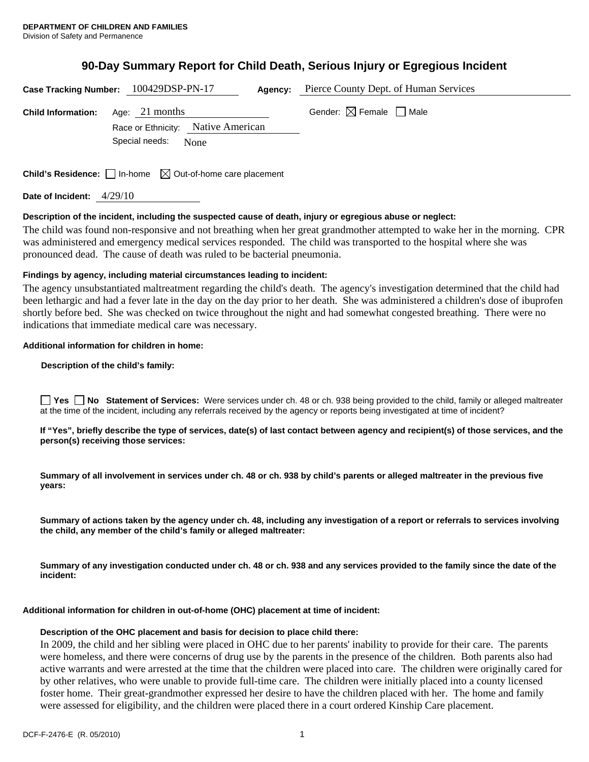**DEPARTMENT OF CHILDREN AND FAMILIES**
Division of Safety and Permanence

# 90-Day Summary Report for Child Death, Serious Injury or Egregious Incident

**Case Tracking Number:** 100429DSP-PN-17 **Agency:** Pierce County Dept. of Human Services

**Child Information:** Age: 21 months Gender: ☒ Female ☐ Male

Race or Ethnicity: Native American

Special needs: None

**Child's Residence:** ☐ In-home ☒ Out-of-home care placement

**Date of Incident:** 4/29/10

**Description of the incident, including the suspected cause of death, injury or egregious abuse or neglect:**

The child was found non-responsive and not breathing when her great grandmother attempted to wake her in the morning. CPR was administered and emergency medical services responded. The child was transported to the hospital where she was pronounced dead. The cause of death was ruled to be bacterial pneumonia.

**Findings by agency, including material circumstances leading to incident:**

The agency unsubstantiated maltreatment regarding the child's death. The agency's investigation determined that the child had been lethargic and had a fever late in the day on the day prior to her death. She was administered a children's dose of ibuprofen shortly before bed. She was checked on twice throughout the night and had somewhat congested breathing. There were no indications that immediate medical care was necessary.

**Additional information for children in home:**

**Description of the child's family:**

☐ **Yes** ☐ **No** **Statement of Services:** Were services under ch. 48 or ch. 938 being provided to the child, family or alleged maltreater at the time of the incident, including any referrals received by the agency or reports being investigated at time of incident?

**If "Yes", briefly describe the type of services, date(s) of last contact between agency and recipient(s) of those services, and the person(s) receiving those services:**

**Summary of all involvement in services under ch. 48 or ch. 938 by child's parents or alleged maltreater in the previous five years:**

**Summary of actions taken by the agency under ch. 48, including any investigation of a report or referrals to services involving the child, any member of the child's family or alleged maltreater:**

**Summary of any investigation conducted under ch. 48 or ch. 938 and any services provided to the family since the date of the incident:**

**Additional information for children in out-of-home (OHC) placement at time of incident:**

**Description of the OHC placement and basis for decision to place child there:**

In 2009, the child and her sibling were placed in OHC due to her parents' inability to provide for their care. The parents were homeless, and there were concerns of drug use by the parents in the presence of the children. Both parents also had active warrants and were arrested at the time that the children were placed into care. The children were originally cared for by other relatives, who were unable to provide full-time care. The children were initially placed into a county licensed foster home. Their great-grandmother expressed her desire to have the children placed with her. The home and family were assessed for eligibility, and the children were placed there in a court ordered Kinship Care placement.

DCF-F-2476-E (R. 05/2010)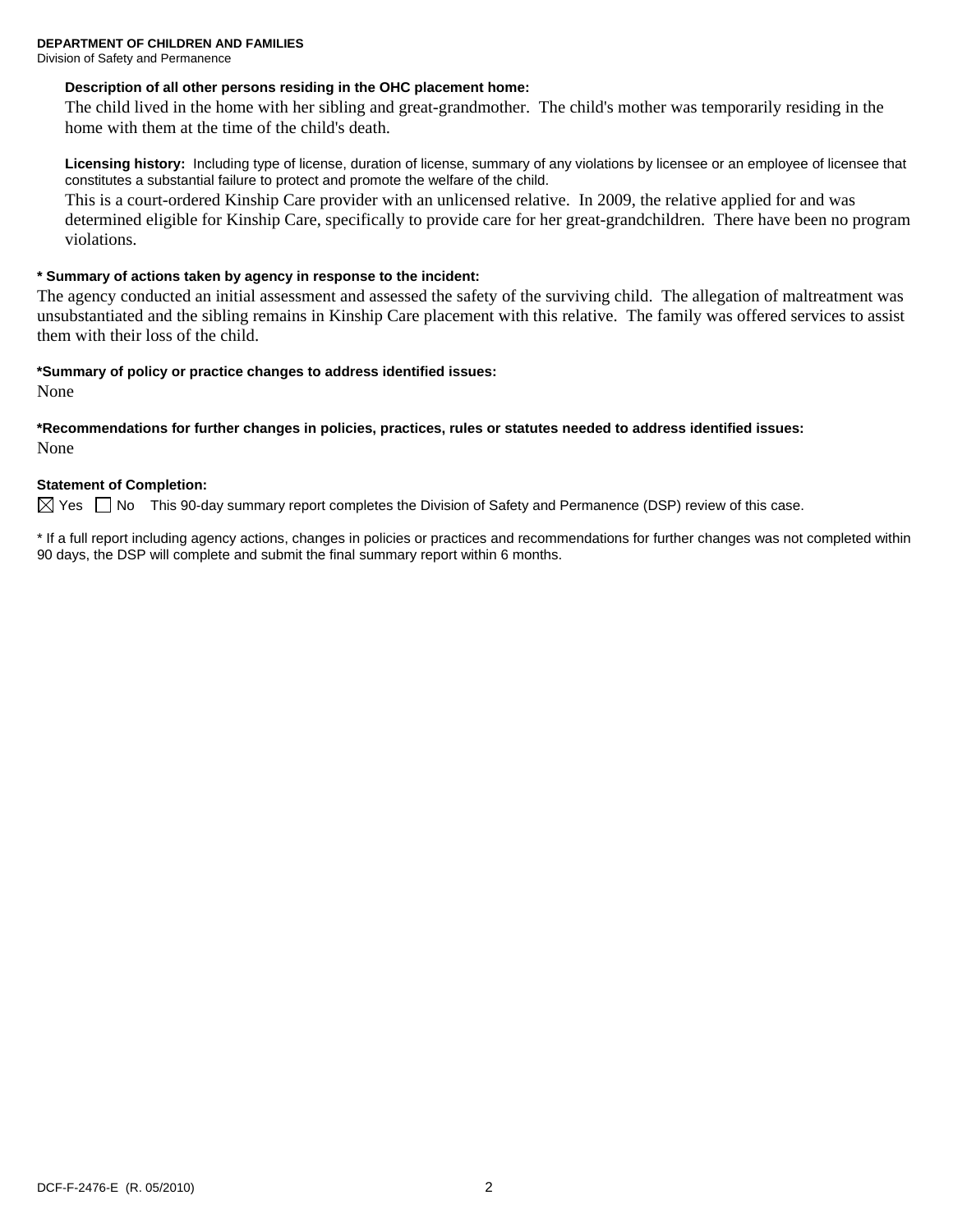**Description of all other persons residing in the OHC placement home:**

The child lived in the home with her sibling and great-grandmother. The child's mother was temporarily residing in the home with them at the time of the child's death.

**Licensing history:** Including type of license, duration of license, summary of any violations by licensee or an employee of licensee that constitutes a substantial failure to protect and promote the welfare of the child.

This is a court-ordered Kinship Care provider with an unlicensed relative. In 2009, the relative applied for and was determined eligible for Kinship Care, specifically to provide care for her great-grandchildren. There have been no program violations.

**\* Summary of actions taken by agency in response to the incident:**

The agency conducted an initial assessment and assessed the safety of the surviving child. The allegation of maltreatment was unsubstantiated and the sibling remains in Kinship Care placement with this relative. The family was offered services to assist them with their loss of the child.

**\*Summary of policy or practice changes to address identified issues:**

None

**\*Recommendations for further changes in policies, practices, rules or statutes needed to address identified issues:**

None

**Statement of Completion:**

☒ Yes ☐ No This 90-day summary report completes the Division of Safety and Permanence (DSP) review of this case.

\* If a full report including agency actions, changes in policies or practices and recommendations for further changes was not completed within 90 days, the DSP will complete and submit the final summary report within 6 months.

DCF-F-2476-E (R. 05/2010)